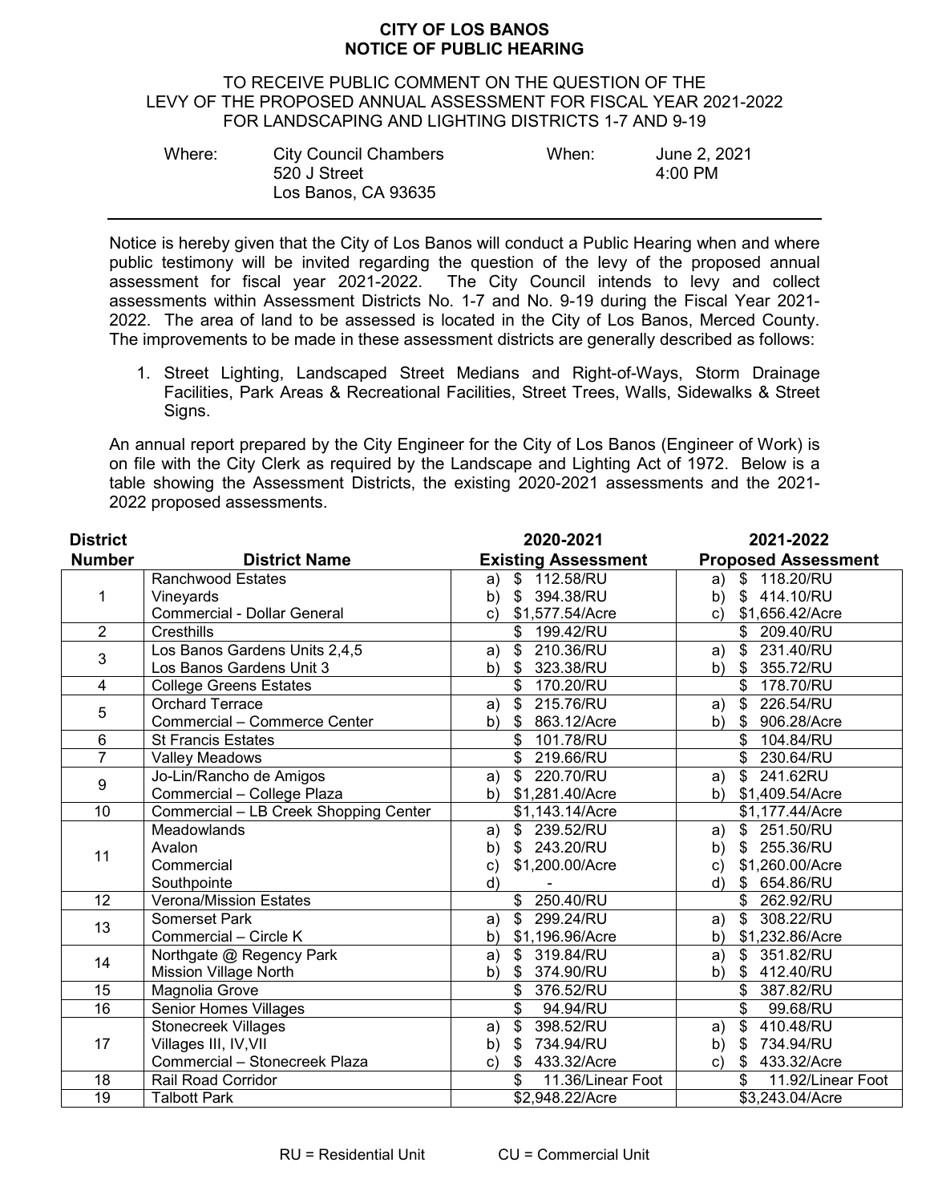# CITY OF LOS BANOS
# NOTICE OF PUBLIC HEARING

TO RECEIVE PUBLIC COMMENT ON THE QUESTION OF THE LEVY OF THE PROPOSED ANNUAL ASSESSMENT FOR FISCAL YEAR 2021-2022 FOR LANDSCAPING AND LIGHTING DISTRICTS 1-7 AND 9-19

| Where: | City Council Chambers<br>520 J Street<br>Los Banos, CA 93635 | When: | June 2, 2021<br>4:00 PM |
|---|---|---|---|

Notice is hereby given that the City of Los Banos will conduct a Public Hearing when and where public testimony will be invited regarding the question of the levy of the proposed annual assessment for fiscal year 2021-2022. The City Council intends to levy and collect assessments within Assessment Districts No. 1-7 and No. 9-19 during the Fiscal Year 2021-2022. The area of land to be assessed is located in the City of Los Banos, Merced County. The improvements to be made in these assessment districts are generally described as follows:

1. Street Lighting, Landscaped Street Medians and Right-of-Ways, Storm Drainage Facilities, Park Areas & Recreational Facilities, Street Trees, Walls, Sidewalks & Street Signs.

An annual report prepared by the City Engineer for the City of Los Banos (Engineer of Work) is on file with the City Clerk as required by the Landscape and Lighting Act of 1972. Below is a table showing the Assessment Districts, the existing 2020-2021 assessments and the 2021-2022 proposed assessments.

| District Number | District Name | 2020-2021 Existing Assessment | 2021-2022 Proposed Assessment |
|---|---|---|---|
| 1 | Ranchwood Estates | a) $ 112.58/RU | a) $ 118.20/RU |
| | Vineyards | b) $ 394.38/RU | b) $ 414.10/RU |
| | Commercial - Dollar General | c) $1,577.54/Acre | c) $1,656.42/Acre |
| 2 | Cresthills | $ 199.42/RU | $ 209.40/RU |
| 3 | Los Banos Gardens Units 2,4,5 | a) $ 210.36/RU | a) $ 231.40/RU |
| | Los Banos Gardens Unit 3 | b) $ 323.38/RU | b) $ 355.72/RU |
| 4 | College Greens Estates | $ 170.20/RU | $ 178.70/RU |
| 5 | Orchard Terrace | a) $ 215.76/RU | a) $ 226.54/RU |
| | Commercial – Commerce Center | b) $ 863.12/Acre | b) $ 906.28/Acre |
| 6 | St Francis Estates | $ 101.78/RU | $ 104.84/RU |
| 7 | Valley Meadows | $ 219.66/RU | $ 230.64/RU |
| 9 | Jo-Lin/Rancho de Amigos | a) $ 220.70/RU | a) $ 241.62RU |
| | Commercial – College Plaza | b) $1,281.40/Acre | b) $1,409.54/Acre |
| 10 | Commercial – LB Creek Shopping Center | $1,143.14/Acre | $1,177.44/Acre |
| 11 | Meadowlands | a) $ 239.52/RU | a) $ 251.50/RU |
| | Avalon | b) $ 243.20/RU | b) $ 255.36/RU |
| | Commercial | c) $1,200.00/Acre | c) $1,260.00/Acre |
| | Southpointe | d) - | d) $ 654.86/RU |
| 12 | Verona/Mission Estates | $ 250.40/RU | $ 262.92/RU |
| 13 | Somerset Park | a) $ 299.24/RU | a) $ 308.22/RU |
| | Commercial – Circle K | b) $1,196.96/Acre | b) $1,232.86/Acre |
| 14 | Northgate @ Regency Park | a) $ 319.84/RU | a) $ 351.82/RU |
| | Mission Village North | b) $ 374.90/RU | b) $ 412.40/RU |
| 15 | Magnolia Grove | $ 376.52/RU | $ 387.82/RU |
| 16 | Senior Homes Villages | $ 94.94/RU | $ 99.68/RU |
| 17 | Stonecreek Villages | a) $ 398.52/RU | a) $ 410.48/RU |
| | Villages III, IV,VII | b) $ 734.94/RU | b) $ 734.94/RU |
| | Commercial – Stonecreek Plaza | c) $ 433.32/Acre | c) $ 433.32/Acre |
| 18 | Rail Road Corridor | $ 11.36/Linear Foot | $ 11.92/Linear Foot |
| 19 | Talbott Park | $2,948.22/Acre | $3,243.04/Acre |

RU = Residential Unit CU = Commercial Unit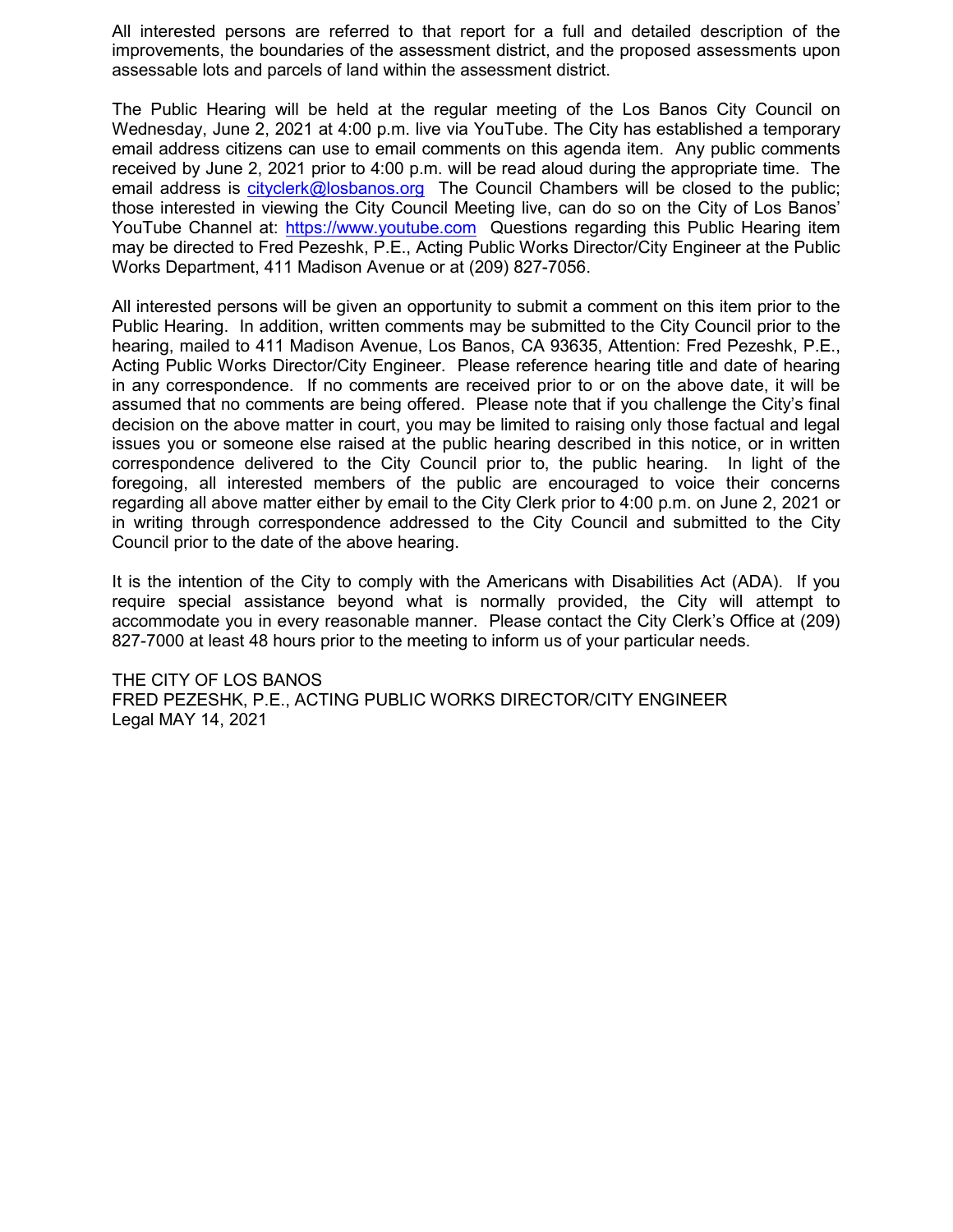All interested persons are referred to that report for a full and detailed description of the improvements, the boundaries of the assessment district, and the proposed assessments upon assessable lots and parcels of land within the assessment district.

The Public Hearing will be held at the regular meeting of the Los Banos City Council on Wednesday, June 2, 2021 at 4:00 p.m. live via YouTube. The City has established a temporary email address citizens can use to email comments on this agenda item. Any public comments received by June 2, 2021 prior to 4:00 p.m. will be read aloud during the appropriate time. The email address is cityclerk@losbanos.org The Council Chambers will be closed to the public; those interested in viewing the City Council Meeting live, can do so on the City of Los Banos' YouTube Channel at: https://www.youtube.com Questions regarding this Public Hearing item may be directed to Fred Pezeshk, P.E., Acting Public Works Director/City Engineer at the Public Works Department, 411 Madison Avenue or at (209) 827-7056.

All interested persons will be given an opportunity to submit a comment on this item prior to the Public Hearing. In addition, written comments may be submitted to the City Council prior to the hearing, mailed to 411 Madison Avenue, Los Banos, CA 93635, Attention: Fred Pezeshk, P.E., Acting Public Works Director/City Engineer. Please reference hearing title and date of hearing in any correspondence. If no comments are received prior to or on the above date, it will be assumed that no comments are being offered. Please note that if you challenge the City's final decision on the above matter in court, you may be limited to raising only those factual and legal issues you or someone else raised at the public hearing described in this notice, or in written correspondence delivered to the City Council prior to, the public hearing. In light of the foregoing, all interested members of the public are encouraged to voice their concerns regarding all above matter either by email to the City Clerk prior to 4:00 p.m. on June 2, 2021 or in writing through correspondence addressed to the City Council and submitted to the City Council prior to the date of the above hearing.

It is the intention of the City to comply with the Americans with Disabilities Act (ADA). If you require special assistance beyond what is normally provided, the City will attempt to accommodate you in every reasonable manner. Please contact the City Clerk's Office at (209) 827-7000 at least 48 hours prior to the meeting to inform us of your particular needs.

THE CITY OF LOS BANOS
FRED PEZESHK, P.E., ACTING PUBLIC WORKS DIRECTOR/CITY ENGINEER
Legal MAY 14, 2021